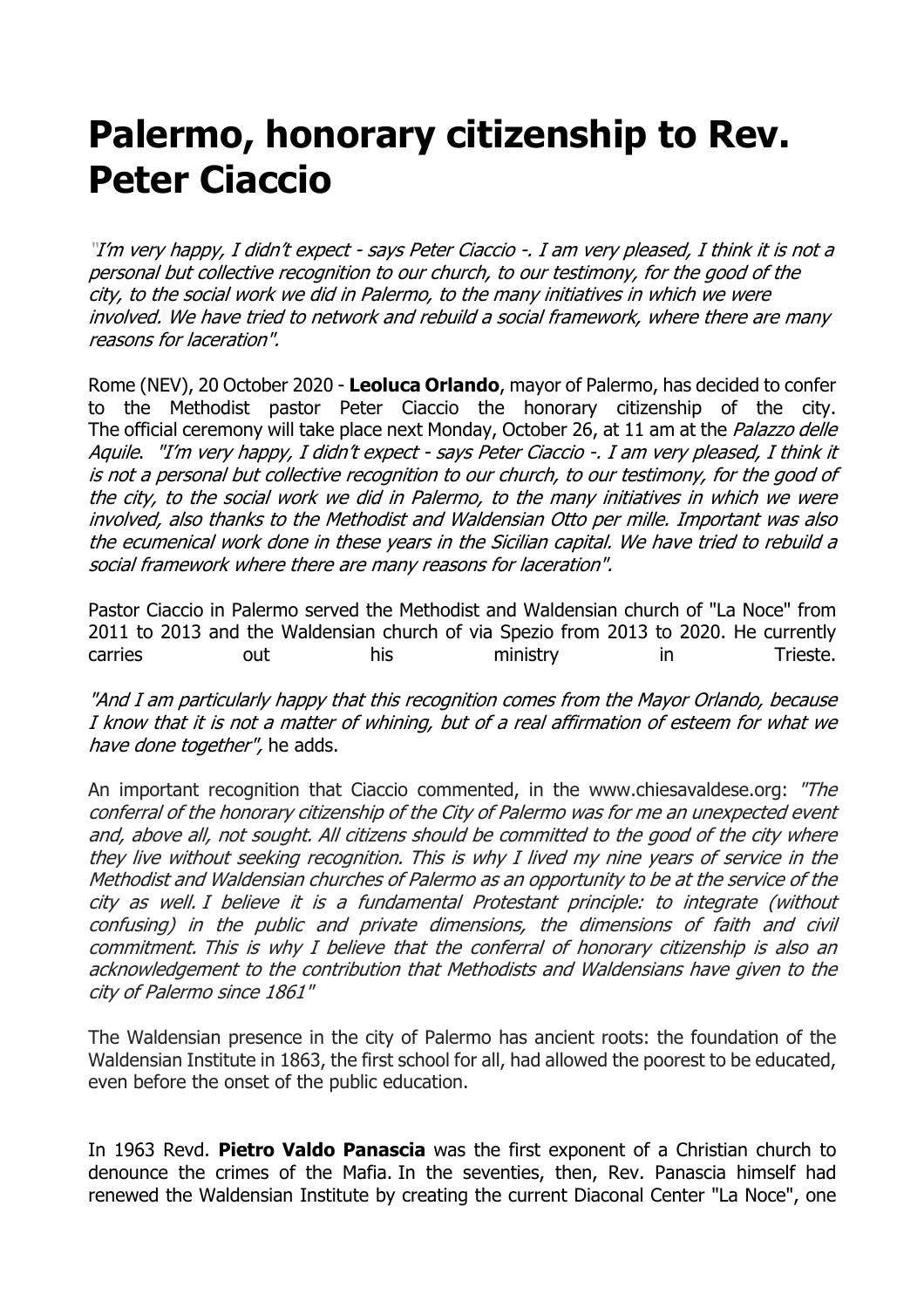# Palermo, honorary citizenship to Rev. Peter Ciaccio

*"I'm very happy, I didn't expect - says Peter Ciaccio -. I am very pleased, I think it is not a personal but collective recognition to our church, to our testimony, for the good of the city, to the social work we did in Palermo, to the many initiatives in which we were involved. We have tried to network and rebuild a social framework, where there are many reasons for laceration".*

Rome (NEV), 20 October 2020 - **Leoluca Orlando**, mayor of Palermo, has decided to confer to the Methodist pastor Peter Ciaccio the honorary citizenship of the city. The official ceremony will take place next Monday, October 26, at 11 am at the *Palazzo delle Aquile*. *"I'm very happy, I didn't expect - says Peter Ciaccio -. I am very pleased, I think it is not a personal but collective recognition to our church, to our testimony, for the good of the city, to the social work we did in Palermo, to the many initiatives in which we were involved, also thanks to the Methodist and Waldensian Otto per mille. Important was also the ecumenical work done in these years in the Sicilian capital. We have tried to rebuild a social framework where there are many reasons for laceration".*

Pastor Ciaccio in Palermo served the Methodist and Waldensian church of "La Noce" from 2011 to 2013 and the Waldensian church of via Spezio from 2013 to 2020. He currently carries out his ministry in Trieste.

*"And I am particularly happy that this recognition comes from the Mayor Orlando, because I know that it is not a matter of whining, but of a real affirmation of esteem for what we have done together",* he adds.

An important recognition that Ciaccio commented, in the www.chiesavaldese.org: *"The conferral of the honorary citizenship of the City of Palermo was for me an unexpected event and, above all, not sought. All citizens should be committed to the good of the city where they live without seeking recognition. This is why I lived my nine years of service in the Methodist and Waldensian churches of Palermo as an opportunity to be at the service of the city as well. I believe it is a fundamental Protestant principle: to integrate (without confusing) in the public and private dimensions, the dimensions of faith and civil commitment. This is why I believe that the conferral of honorary citizenship is also an acknowledgement to the contribution that Methodists and Waldensians have given to the city of Palermo since 1861"*

The Waldensian presence in the city of Palermo has ancient roots: the foundation of the Waldensian Institute in 1863, the first school for all, had allowed the poorest to be educated, even before the onset of the public education.

In 1963 Revd. **Pietro Valdo Panascia** was the first exponent of a Christian church to denounce the crimes of the Mafia. In the seventies, then, Rev. Panascia himself had renewed the Waldensian Institute by creating the current Diaconal Center "La Noce", one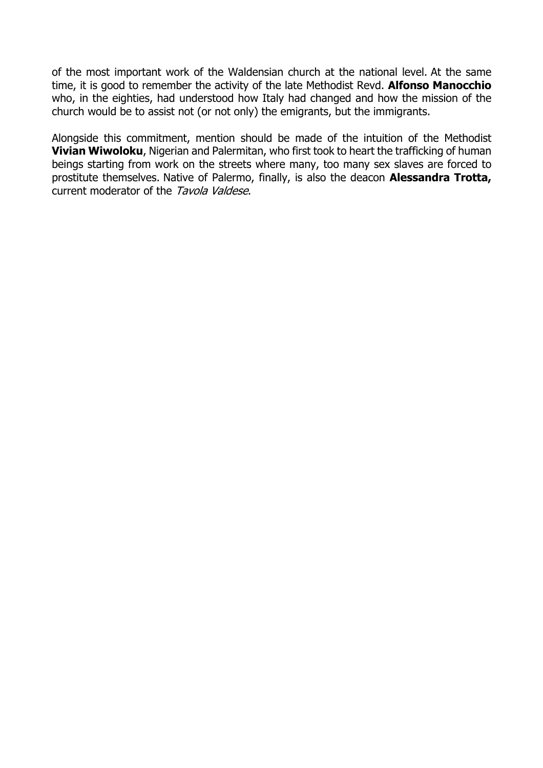of the most important work of the Waldensian church at the national level. At the same time, it is good to remember the activity of the late Methodist Revd. **Alfonso Manocchio** who, in the eighties, had understood how Italy had changed and how the mission of the church would be to assist not (or not only) the emigrants, but the immigrants.

Alongside this commitment, mention should be made of the intuition of the Methodist **Vivian Wiwoloku**, Nigerian and Palermitan, who first took to heart the trafficking of human beings starting from work on the streets where many, too many sex slaves are forced to prostitute themselves. Native of Palermo, finally, is also the deacon **Alessandra Trotta,** current moderator of the *Tavola Valdese*.